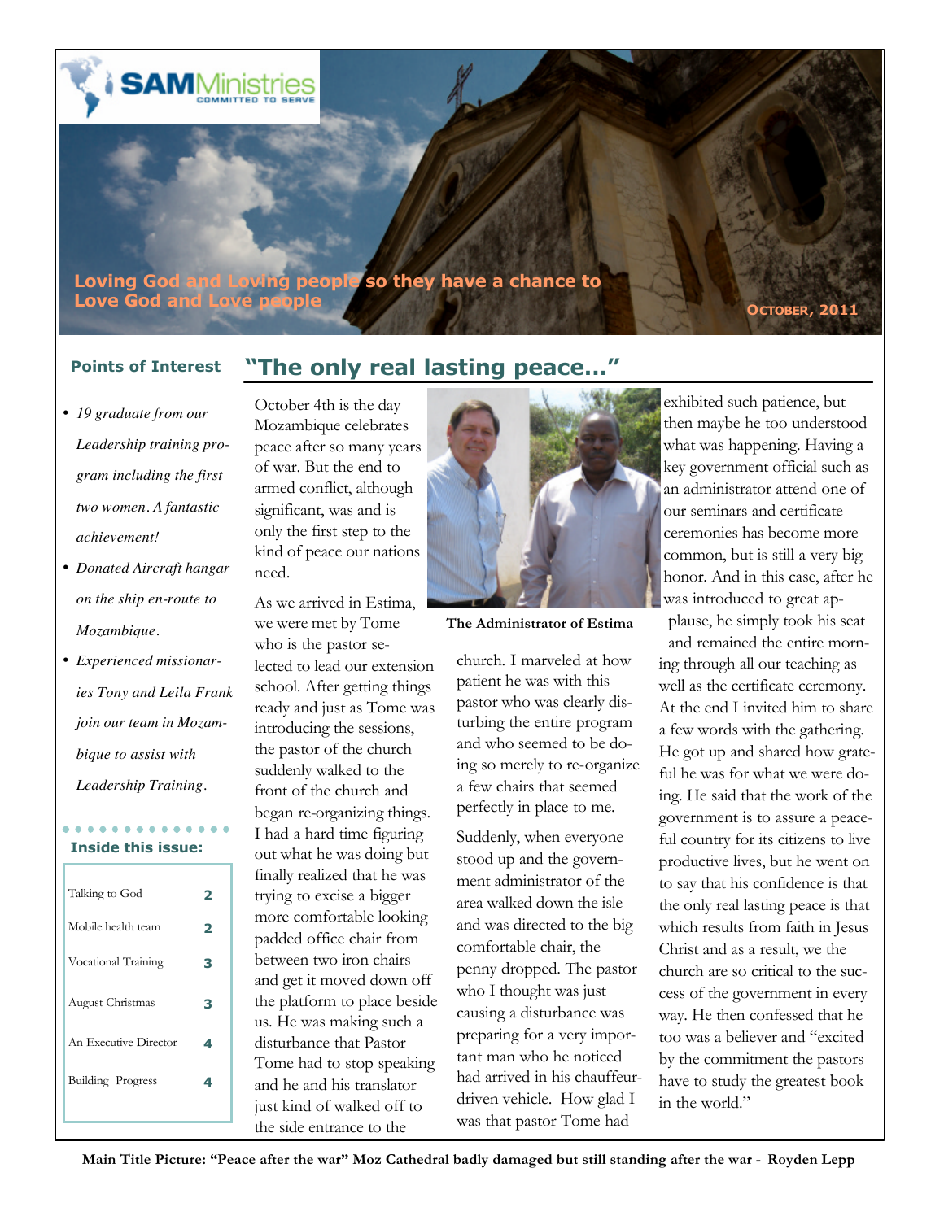SAMMinistries
COMMITTED TO SERVE

Loving God and Loving people so they have a chance to Love God and Love people

OCTOBER, 2011

### Points of Interest

- *19 graduate from our Leadership training program including the first two women. A fantastic achievement!*
- *Donated Aircraft hangar on the ship en-route to Mozambique.*
- *Experienced missionaries Tony and Leila Frank join our team in Mozambique to assist with Leadership Training.*

### Inside this issue:

| | |
|---|---|
| Talking to God | 2 |
| Mobile health team | 2 |
| Vocational Training | 3 |
| August Christmas | 3 |
| An Executive Director | 4 |
| Building Progress | 4 |

## "The only real lasting peace…"

October 4th is the day Mozambique celebrates peace after so many years of war. But the end to armed conflict, although significant, was and is only the first step to the kind of peace our nations need.

As we arrived in Estima, we were met by Tome who is the pastor selected to lead our extension school. After getting things ready and just as Tome was introducing the sessions, the pastor of the church suddenly walked to the front of the church and began re-organizing things. I had a hard time figuring out what he was doing but finally realized that he was trying to excise a bigger more comfortable looking padded office chair from between two iron chairs and get it moved down off the platform to place beside us. He was making such a disturbance that Pastor Tome had to stop speaking and he and his translator just kind of walked off to the side entrance to the church. I marveled at how patient he was with this pastor who was clearly disturbing the entire program and who seemed to be doing so merely to re-organize a few chairs that seemed perfectly in place to me.

**The Administrator of Estima**

Suddenly, when everyone stood up and the government administrator of the area walked down the isle and was directed to the big comfortable chair, the penny dropped. The pastor who I thought was just causing a disturbance was preparing for a very important man who he noticed had arrived in his chauffeur-driven vehicle. How glad I was that pastor Tome had exhibited such patience, but then maybe he too understood what was happening. Having a key government official such as an administrator attend one of our seminars and certificate ceremonies has become more common, but is still a very big honor. And in this case, after he was introduced to great applause, he simply took his seat and remained the entire morning through all our teaching as well as the certificate ceremony. At the end I invited him to share a few words with the gathering. He got up and shared how grateful he was for what we were doing. He said that the work of the government is to assure a peaceful country for its citizens to live productive lives, but he went on to say that his confidence is that the only real lasting peace is that which results from faith in Jesus Christ and as a result, we the church are so critical to the success of the government in every way. He then confessed that he too was a believer and "excited by the commitment the pastors have to study the greatest book in the world."

**Main Title Picture: "Peace after the war" Moz Cathedral badly damaged but still standing after the war - Royden Lepp**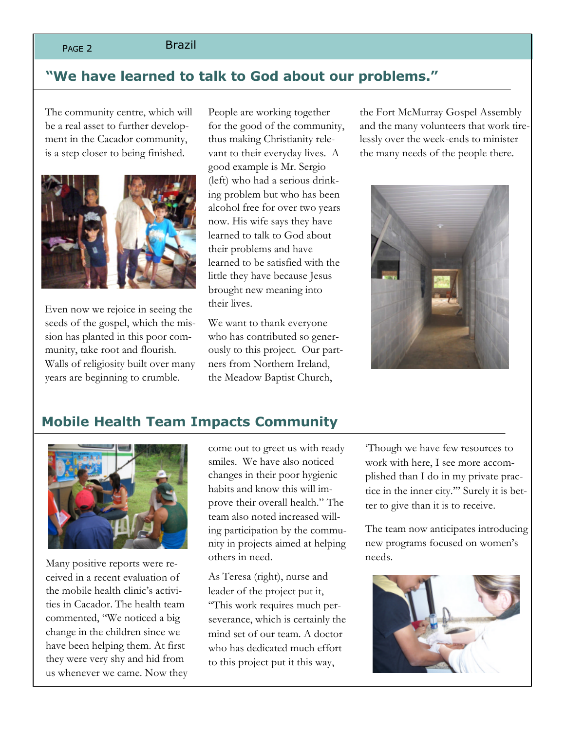## "We have learned to talk to God about our problems."

The community centre, which will be a real asset to further development in the Cacador community, is a step closer to being finished.

Even now we rejoice in seeing the seeds of the gospel, which the mission has planted in this poor community, take root and flourish. Walls of religiosity built over many years are beginning to crumble.

People are working together for the good of the community, thus making Christianity relevant to their everyday lives. A good example is Mr. Sergio (left) who had a serious drinking problem but who has been alcohol free for over two years now. His wife says they have learned to talk to God about their problems and have learned to be satisfied with the little they have because Jesus brought new meaning into their lives.

We want to thank everyone who has contributed so generously to this project. Our partners from Northern Ireland, the Meadow Baptist Church, the Fort McMurray Gospel Assembly and the many volunteers that work tirelessly over the week-ends to minister the many needs of the people there.

## Mobile Health Team Impacts Community

Many positive reports were received in a recent evaluation of the mobile health clinic's activities in Cacador. The health team commented, "We noticed a big change in the children since we have been helping them. At first they were very shy and hid from us whenever we came. Now they come out to greet us with ready smiles. We have also noticed changes in their poor hygienic habits and know this will improve their overall health." The team also noted increased willing participation by the community in projects aimed at helping others in need.

As Teresa (right), nurse and leader of the project put it, "This work requires much perseverance, which is certainly the mind set of our team. A doctor who has dedicated much effort to this project put it this way, 'Though we have few resources to work with here, I see more accomplished than I do in my private practice in the inner city.'" Surely it is better to give than it is to receive.

The team now anticipates introducing new programs focused on women's needs.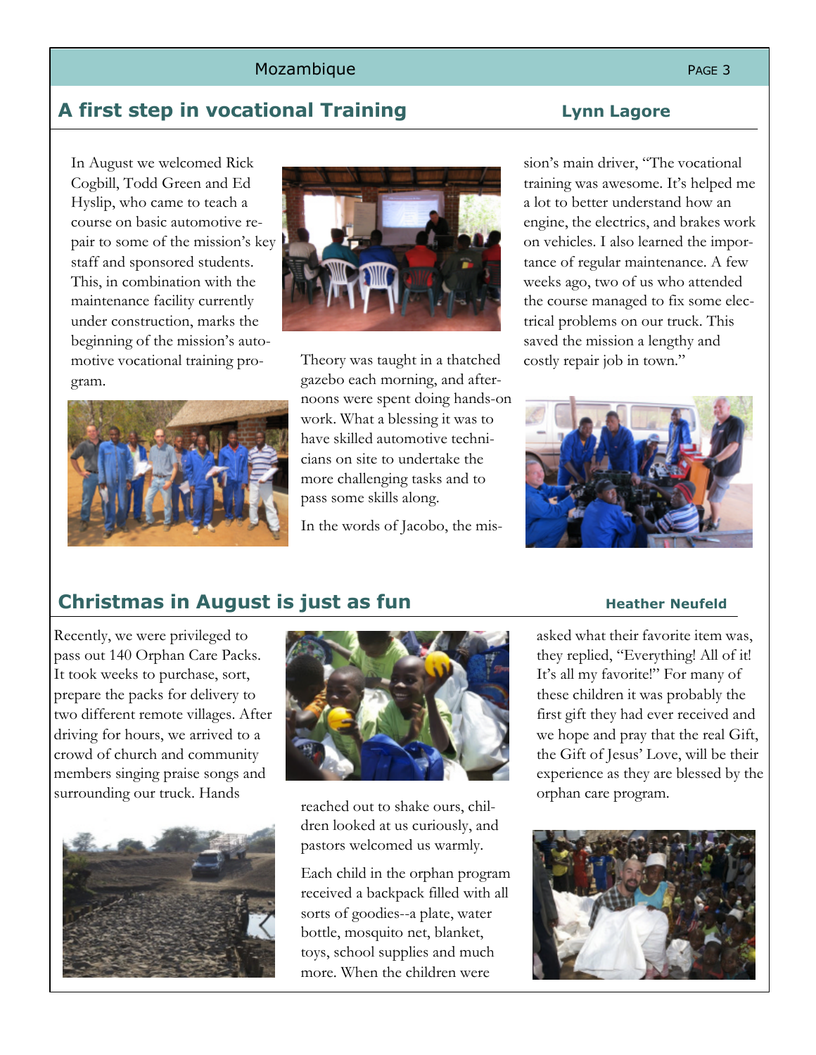## A first step in vocational Training

**Lynn Lagore**

In August we welcomed Rick Cogbill, Todd Green and Ed Hyslip, who came to teach a course on basic automotive repair to some of the mission's key staff and sponsored students. This, in combination with the maintenance facility currently under construction, marks the beginning of the mission's automotive vocational training program.

Theory was taught in a thatched gazebo each morning, and afternoons were spent doing hands-on work. What a blessing it was to have skilled automotive technicians on site to undertake the more challenging tasks and to pass some skills along.

In the words of Jacobo, the mission's main driver, "The vocational training was awesome. It's helped me a lot to better understand how an engine, the electrics, and brakes work on vehicles. I also learned the importance of regular maintenance. A few weeks ago, two of us who attended the course managed to fix some electrical problems on our truck. This saved the mission a lengthy and costly repair job in town."

## Christmas in August is just as fun

**Heather Neufeld**

Recently, we were privileged to pass out 140 Orphan Care Packs. It took weeks to purchase, sort, prepare the packs for delivery to two different remote villages. After driving for hours, we arrived to a crowd of church and community members singing praise songs and surrounding our truck. Hands reached out to shake ours, children looked at us curiously, and pastors welcomed us warmly.

Each child in the orphan program received a backpack filled with all sorts of goodies--a plate, water bottle, mosquito net, blanket, toys, school supplies and much more. When the children were asked what their favorite item was, they replied, "Everything! All of it! It's all my favorite!" For many of these children it was probably the first gift they had ever received and we hope and pray that the real Gift, the Gift of Jesus' Love, will be their experience as they are blessed by the orphan care program.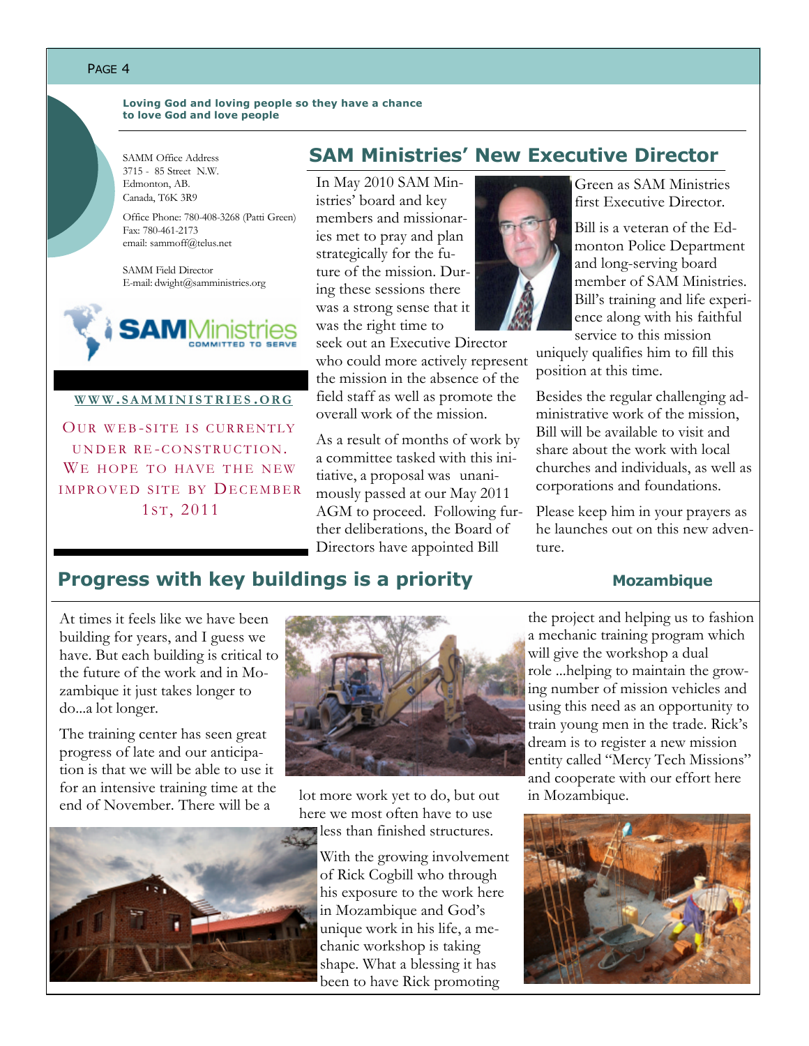**Loving God and loving people so they have a chance to love God and love people**

SAMM Office Address
3715 - 85 Street N.W.
Edmonton, AB.
Canada, T6K 3R9

Office Phone: 780-408-3268 (Patti Green)
Fax: 780-461-2173
email: sammoff@telus.net

SAMM Field Director
E-mail: dwight@samministries.org

SAMMinistries
COMMITTED TO SERVE

WWW.SAMMINISTRIES.ORG

OUR WEB-SITE IS CURRENTLY UNDER RE-CONSTRUCTION. WE HOPE TO HAVE THE NEW IMPROVED SITE BY DECEMBER 1ST, 2011

## SAM Ministries' New Executive Director

In May 2010 SAM Ministries' board and key members and missionaries met to pray and plan strategically for the future of the mission. During these sessions there was a strong sense that it was the right time to seek out an Executive Director who could more actively represent the mission in the absence of the field staff as well as promote the overall work of the mission.

As a result of months of work by a committee tasked with this initiative, a proposal was unanimously passed at our May 2011 AGM to proceed. Following further deliberations, the Board of Directors have appointed Bill Green as SAM Ministries first Executive Director.

Bill is a veteran of the Edmonton Police Department and long-serving board member of SAM Ministries. Bill's training and life experience along with his faithful service to this mission uniquely qualifies him to fill this position at this time.

Besides the regular challenging administrative work of the mission, Bill will be available to visit and share about the work with local churches and individuals, as well as corporations and foundations.

Please keep him in your prayers as he launches out on this new adventure.

## Progress with key buildings is a priority

### Mozambique

At times it feels like we have been building for years, and I guess we have. But each building is critical to the future of the work and in Mozambique it just takes longer to do...a lot longer.

The training center has seen great progress of late and our anticipation is that we will be able to use it for an intensive training time at the end of November. There will be a lot more work yet to do, but out here we most often have to use less than finished structures.

With the growing involvement of Rick Cogbill who through his exposure to the work here in Mozambique and God's unique work in his life, a mechanic workshop is taking shape. What a blessing it has been to have Rick promoting the project and helping us to fashion a mechanic training program which will give the workshop a dual role ...helping to maintain the growing number of mission vehicles and using this need as an opportunity to train young men in the trade. Rick's dream is to register a new mission entity called "Mercy Tech Missions" and cooperate with our effort here in Mozambique.